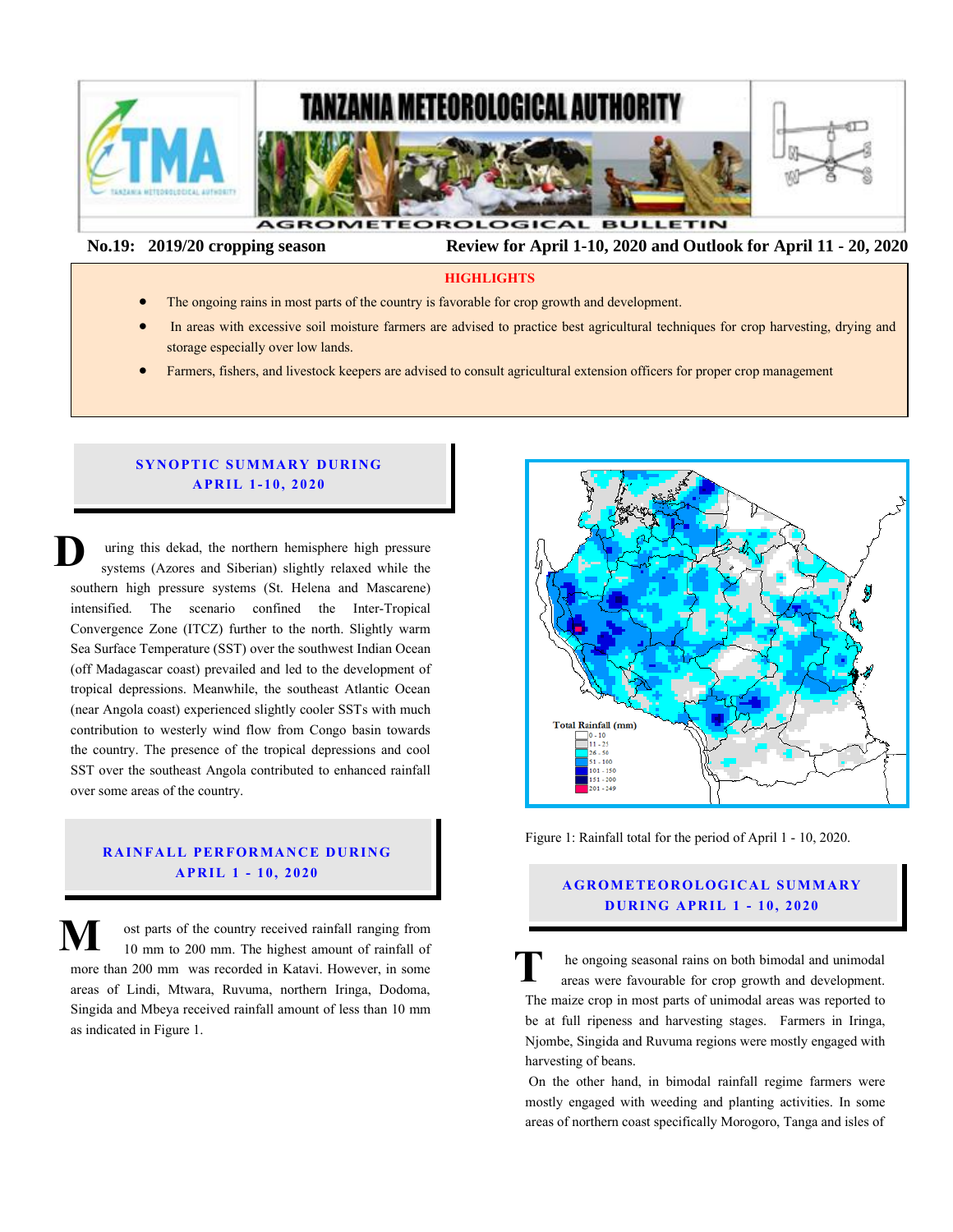# TANZANIA METEOROLOGICAL AUTHORITY

## AGROMETEOROLOGICAL BULLETIN

**No.19: 2019/20 cropping season** **Review for April 1-10, 2020 and Outlook for April 11 - 20, 2020**

### HIGHLIGHTS

- The ongoing rains in most parts of the country is favorable for crop growth and development.
- In areas with excessive soil moisture farmers are advised to practice best agricultural techniques for crop harvesting, drying and storage especially over low lands.
- Farmers, fishers, and livestock keepers are advised to consult agricultural extension officers for proper crop management

## SYNOPTIC SUMMARY DURING APRIL 1-10, 2020

During this dekad, the northern hemisphere high pressure systems (Azores and Siberian) slightly relaxed while the southern high pressure systems (St. Helena and Mascarene) intensified. The scenario confined the Inter-Tropical Convergence Zone (ITCZ) further to the north. Slightly warm Sea Surface Temperature (SST) over the southwest Indian Ocean (off Madagascar coast) prevailed and led to the development of tropical depressions. Meanwhile, the southeast Atlantic Ocean (near Angola coast) experienced slightly cooler SSTs with much contribution to westerly wind flow from Congo basin towards the country. The presence of the tropical depressions and cool SST over the southeast Angola contributed to enhanced rainfall over some areas of the country.

## RAINFALL PERFORMANCE DURING APRIL 1 - 10, 2020

Most parts of the country received rainfall ranging from 10 mm to 200 mm. The highest amount of rainfall of more than 200 mm was recorded in Katavi. However, in some areas of Lindi, Mtwara, Ruvuma, northern Iringa, Dodoma, Singida and Mbeya received rainfall amount of less than 10 mm as indicated in Figure 1.

Total Rainfall (mm)
0 - 10
11 - 25
26 - 50
51 - 100
101 - 150
151 - 200
201 - 249

Figure 1: Rainfall total for the period of April 1 - 10, 2020.

## AGROMETEOROLOGICAL SUMMARY DURING APRIL 1 - 10, 2020

The ongoing seasonal rains on both bimodal and unimodal areas were favourable for crop growth and development. The maize crop in most parts of unimodal areas was reported to be at full ripeness and harvesting stages. Farmers in Iringa, Njombe, Singida and Ruvuma regions were mostly engaged with harvesting of beans.

On the other hand, in bimodal rainfall regime farmers were mostly engaged with weeding and planting activities. In some areas of northern coast specifically Morogoro, Tanga and isles of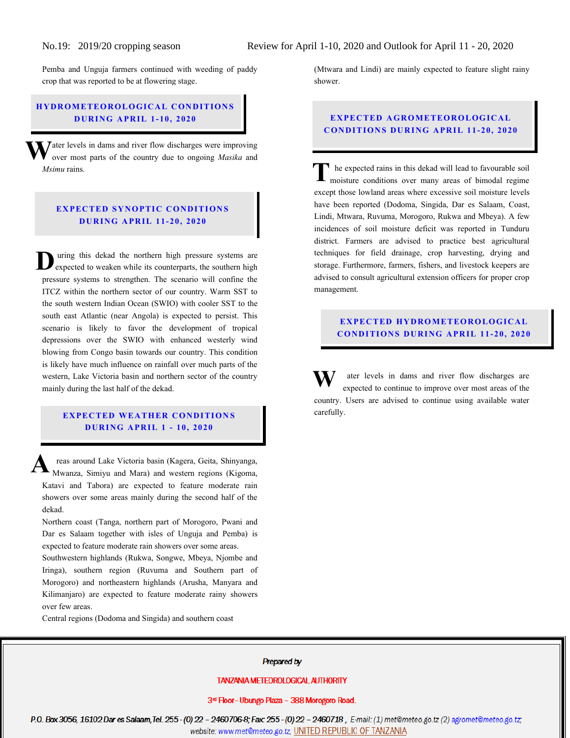Pemba and Unguja farmers continued with weeding of paddy crop that was reported to be at flowering stage.

## HYDROMETEOROLOGICAL CONDITIONS DURING APRIL 1-10, 2020

Water levels in dams and river flow discharges were improving over most parts of the country due to ongoing *Masika* and *Msimu* rains.

## EXPECTED SYNOPTIC CONDITIONS DURING APRIL 11-20, 2020

During this dekad the northern high pressure systems are expected to weaken while its counterparts, the southern high pressure systems to strengthen. The scenario will confine the ITCZ within the northern sector of our country. Warm SST to the south western Indian Ocean (SWIO) with cooler SST to the south east Atlantic (near Angola) is expected to persist. This scenario is likely to favor the development of tropical depressions over the SWIO with enhanced westerly wind blowing from Congo basin towards our country. This condition is likely have much influence on rainfall over much parts of the western, Lake Victoria basin and northern sector of the country mainly during the last half of the dekad.

## EXPECTED WEATHER CONDITIONS DURING APRIL 1 - 10, 2020

Areas around Lake Victoria basin (Kagera, Geita, Shinyanga, Mwanza, Simiyu and Mara) and western regions (Kigoma, Katavi and Tabora) are expected to feature moderate rain showers over some areas mainly during the second half of the dekad.

Northern coast (Tanga, northern part of Morogoro, Pwani and Dar es Salaam together with isles of Unguja and Pemba) is expected to feature moderate rain showers over some areas.

Southwestern highlands (Rukwa, Songwe, Mbeya, Njombe and Iringa), southern region (Ruvuma and Southern part of Morogoro) and northeastern highlands (Arusha, Manyara and Kilimanjaro) are expected to feature moderate rainy showers over few areas.

Central regions (Dodoma and Singida) and southern coast (Mtwara and Lindi) are mainly expected to feature slight rainy shower.

## EXPECTED AGROMETEOROLOGICAL CONDITIONS DURING APRIL 11-20, 2020

The expected rains in this dekad will lead to favourable soil moisture conditions over many areas of bimodal regime except those lowland areas where excessive soil moisture levels have been reported (Dodoma, Singida, Dar es Salaam, Coast, Lindi, Mtwara, Ruvuma, Morogoro, Rukwa and Mbeya). A few incidences of soil moisture deficit was reported in Tunduru district. Farmers are advised to practice best agricultural techniques for field drainage, crop harvesting, drying and storage. Furthermore, farmers, fishers, and livestock keepers are advised to consult agricultural extension officers for proper crop management.

## EXPECTED HYDROMETEOROLOGICAL CONDITIONS DURING APRIL 11-20, 2020

Water levels in dams and river flow discharges are expected to continue to improve over most areas of the country. Users are advised to continue using available water carefully.

*Prepared by*

TANZANIA METEOROLOGICAL AUTHORITY

3rd Floor - Ubungo Plaza – 388 Morogoro Road.

P.O. Box 3056, 16102 Dar es Salaam, Tel. 255 - (0) 22 – 2460706-8; Fax: 255 - (0) 22 – 2460718 , E-mail: (1) met@meteo.go.tz (2) agromet@meteo.go.tz; website: www.met@meteo.go.tz, UNITED REPUBLIC OF TANZANIA